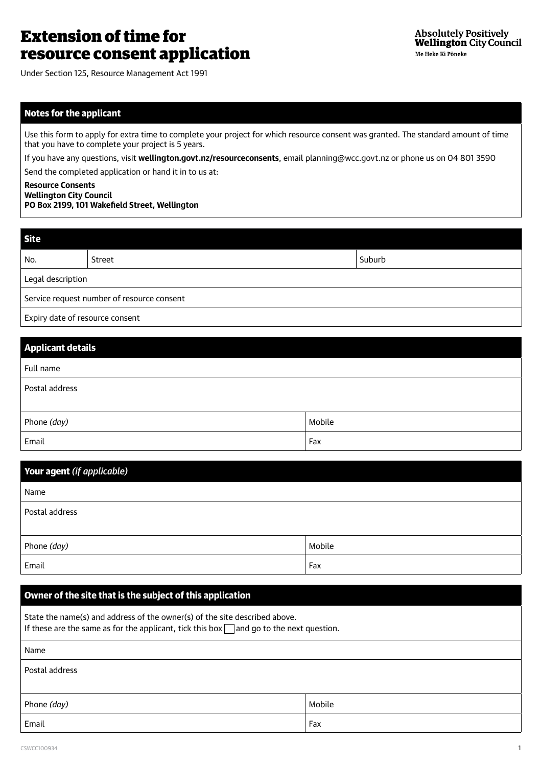# Extension of time for resource consent application

Absolutely Positively **Wellington** City Council
Me Heke Ki Pōneke

Under Section 125, Resource Management Act 1991

## Notes for the applicant

Use this form to apply for extra time to complete your project for which resource consent was granted. The standard amount of time that you have to complete your project is 5 years.

If you have any questions, visit **wellington.govt.nz/resourceconsents**, email planning@wcc.govt.nz or phone us on 04 801 3590

Send the completed application or hand it in to us at:

**Resource Consents**
**Wellington City Council**
**PO Box 2199, 101 Wakefield Street, Wellington**

## Site

| No. | Street | Suburb |
|---|---|---|
| Legal description | | |
| Service request number of resource consent | | |
| Expiry date of resource consent | | |

## Applicant details

| Full name | |
|---|---|
| Postal address | |
| Phone *(day)* | Mobile |
| Email | Fax |

## Your agent *(if applicable)*

| Name | |
|---|---|
| Postal address | |
| Phone *(day)* | Mobile |
| Email | Fax |

## Owner of the site that is the subject of this application

State the name(s) and address of the owner(s) of the site described above.
If these are the same as for the applicant, tick this box ☐ and go to the next question.

| Name | |
|---|---|
| Postal address | |
| Phone *(day)* | Mobile |
| Email | Fax |

CSWCC100934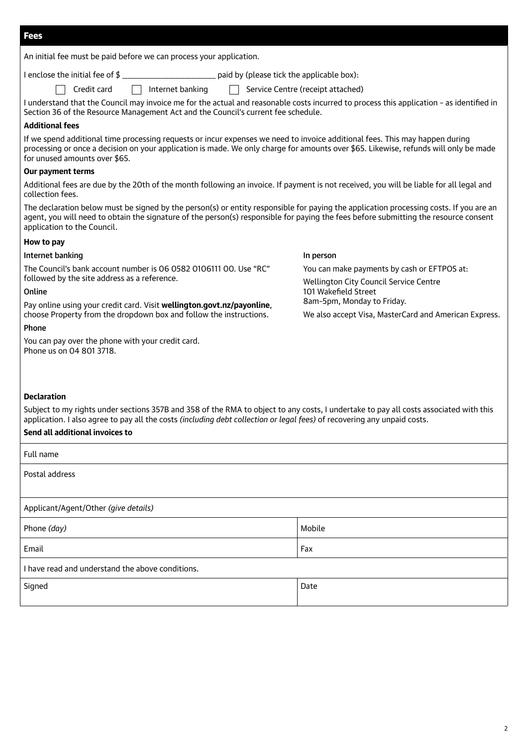## Fees

An initial fee must be paid before we can process your application.

I enclose the initial fee of $ ______________________ paid by (please tick the applicable box):

☐ Credit card ☐ Internet banking ☐ Service Centre (receipt attached)

I understand that the Council may invoice me for the actual and reasonable costs incurred to process this application - as identified in Section 36 of the Resource Management Act and the Council's current fee schedule.

**Additional fees**

If we spend additional time processing requests or incur expenses we need to invoice additional fees. This may happen during processing or once a decision on your application is made. We only charge for amounts over $65. Likewise, refunds will only be made for unused amounts over $65.

**Our payment terms**

Additional fees are due by the 20th of the month following an invoice. If payment is not received, you will be liable for all legal and collection fees.

The declaration below must be signed by the person(s) or entity responsible for paying the application processing costs. If you are an agent, you will need to obtain the signature of the person(s) responsible for paying the fees before submitting the resource consent application to the Council.

**How to pay**

**Internet banking**

The Council's bank account number is 06 0582 0106111 00. Use "RC" followed by the site address as a reference.

**Online**

Pay online using your credit card. Visit **wellington.govt.nz/payonline**, choose Property from the dropdown box and follow the instructions.

**Phone**

You can pay over the phone with your credit card.
Phone us on 04 801 3718.

**In person**

You can make payments by cash or EFTPOS at:

Wellington City Council Service Centre
101 Wakefield Street
8am–5pm, Monday to Friday.

We also accept Visa, MasterCard and American Express.

**Declaration**

Subject to my rights under sections 357B and 358 of the RMA to object to any costs, I undertake to pay all costs associated with this application. I also agree to pay all the costs *(including debt collection or legal fees)* of recovering any unpaid costs.

**Send all additional invoices to**

| Full name | |
|---|---|
| Postal address | |
| Applicant/Agent/Other *(give details)* | |
| Phone *(day)* | Mobile |
| Email | Fax |
| I have read and understand the above conditions. | |
| Signed | Date |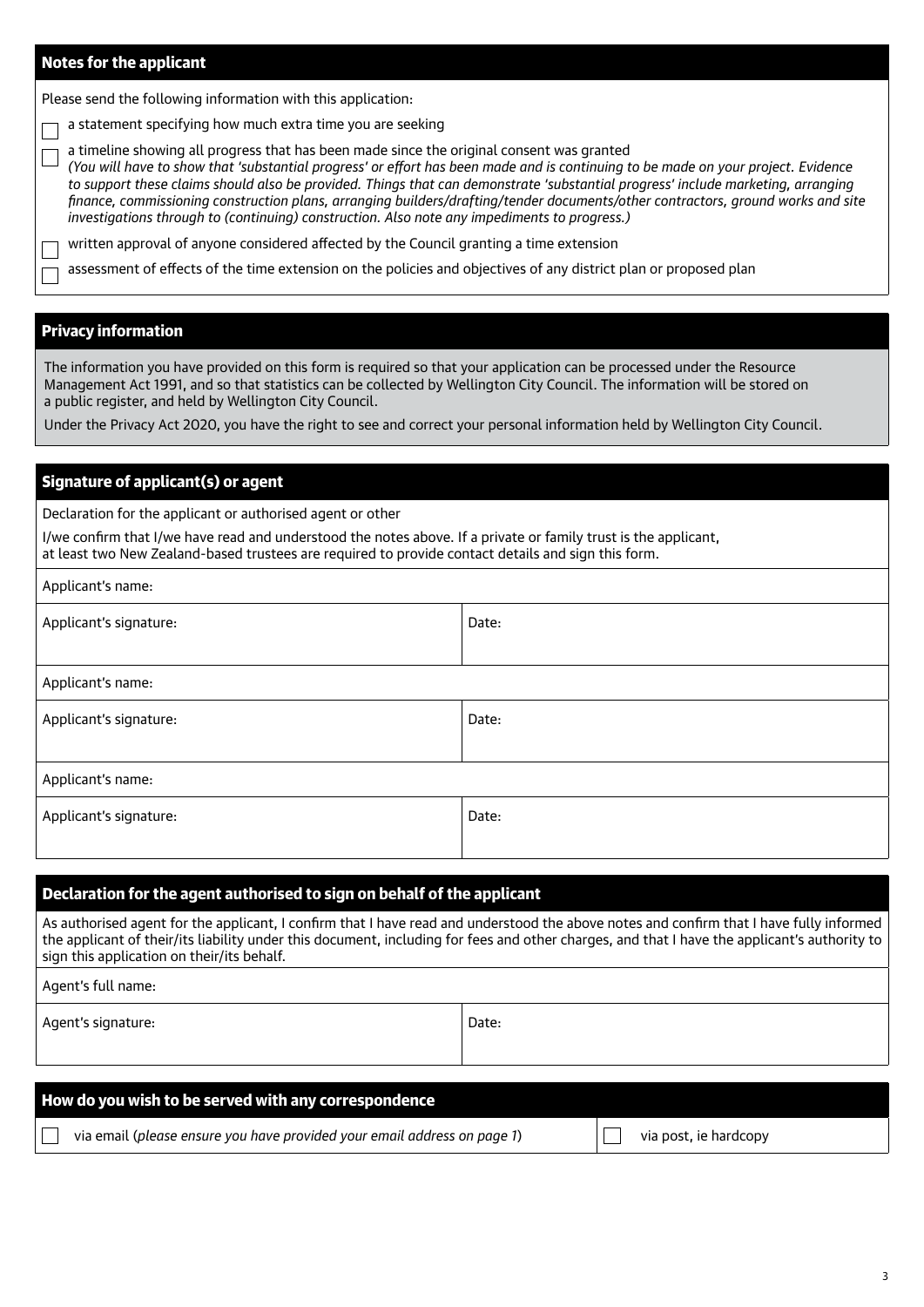## Notes for the applicant

Please send the following information with this application:

- [ ] a statement specifying how much extra time you are seeking
- [ ] a timeline showing all progress that has been made since the original consent was granted
  *(You will have to show that 'substantial progress' or effort has been made and is continuing to be made on your project. Evidence to support these claims should also be provided. Things that can demonstrate 'substantial progress' include marketing, arranging finance, commissioning construction plans, arranging builders/drafting/tender documents/other contractors, ground works and site investigations through to (continuing) construction. Also note any impediments to progress.)*
- [ ] written approval of anyone considered affected by the Council granting a time extension
- [ ] assessment of effects of the time extension on the policies and objectives of any district plan or proposed plan

## Privacy information

The information you have provided on this form is required so that your application can be processed under the Resource Management Act 1991, and so that statistics can be collected by Wellington City Council. The information will be stored on a public register, and held by Wellington City Council.

Under the Privacy Act 2020, you have the right to see and correct your personal information held by Wellington City Council.

## Signature of applicant(s) or agent

Declaration for the applicant or authorised agent or other

I/we confirm that I/we have read and understood the notes above. If a private or family trust is the applicant, at least two New Zealand-based trustees are required to provide contact details and sign this form.

| | |
|---|---|
| Applicant's name: | |
| Applicant's signature: | Date: |
| Applicant's name: | |
| Applicant's signature: | Date: |
| Applicant's name: | |
| Applicant's signature: | Date: |

## Declaration for the agent authorised to sign on behalf of the applicant

As authorised agent for the applicant, I confirm that I have read and understood the above notes and confirm that I have fully informed the applicant of their/its liability under this document, including for fees and other charges, and that I have the applicant's authority to sign this application on their/its behalf.

| | |
|---|---|
| Agent's full name: | |
| Agent's signature: | Date: |

## How do you wish to be served with any correspondence

- [ ] via email (*please ensure you have provided your email address on page 1*)
- [ ] via post, ie hardcopy